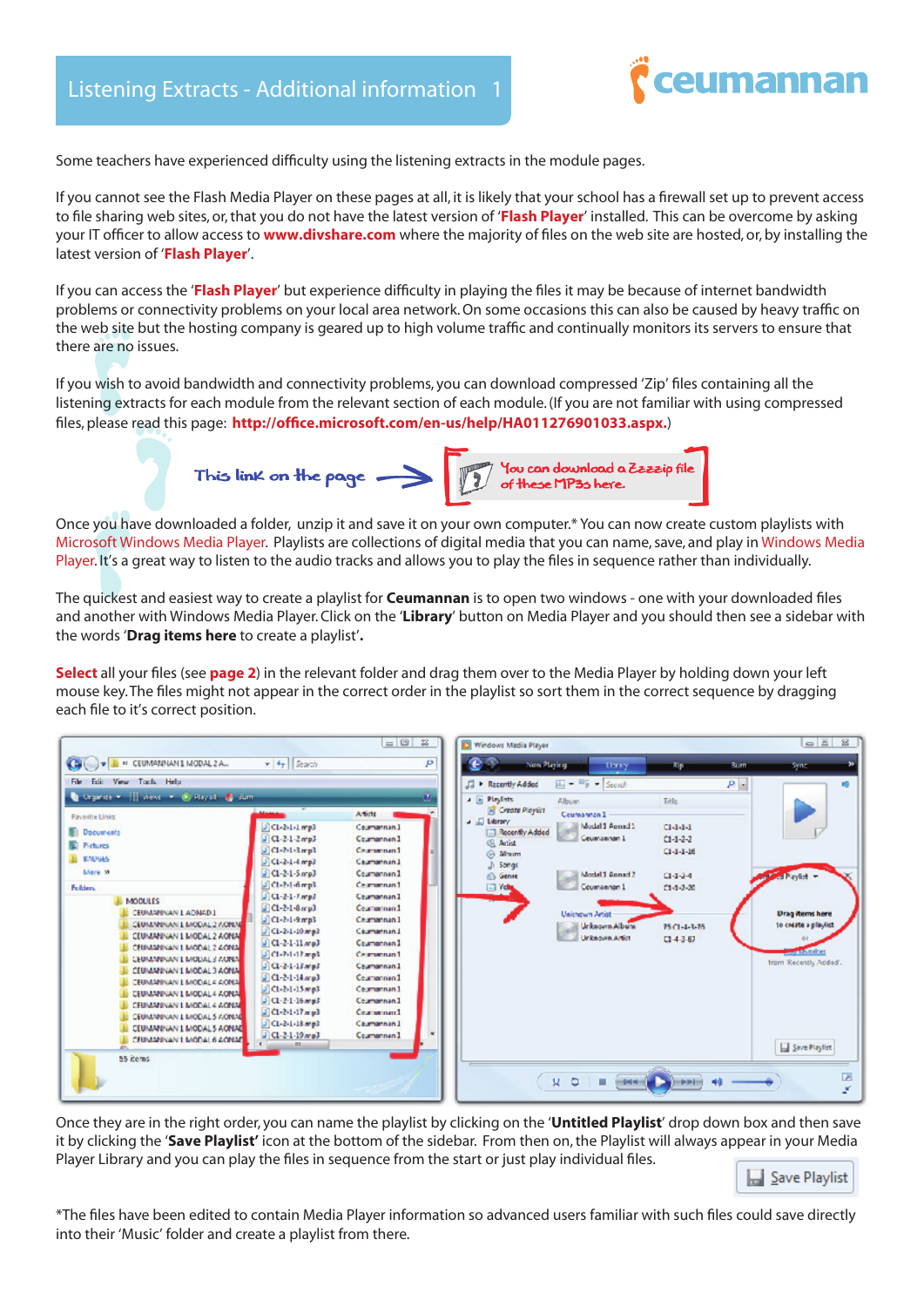# Listening Extracts - Additional information 1

Some teachers have experienced difficulty using the listening extracts in the module pages.

If you cannot see the Flash Media Player on these pages at all, it is likely that your school has a firewall set up to prevent access to file sharing web sites, or, that you do not have the latest version of '**Flash Player**' installed. This can be overcome by asking your IT officer to allow access to **www.divshare.com** where the majority of files on the web site are hosted, or, by installing the latest version of '**Flash Player**'.

If you can access the '**Flash Player**' but experience difficulty in playing the files it may be because of internet bandwidth problems or connectivity problems on your local area network. On some occasions this can also be caused by heavy traffic on the web site but the hosting company is geared up to high volume traffic and continually monitors its servers to ensure that there are no issues.

If you wish to avoid bandwidth and connectivity problems, you can download compressed 'Zip' files containing all the listening extracts for each module from the relevant section of each module. (If you are not familiar with using compressed files, please read this page: **http://office.microsoft.com/en-us/help/HA011276901033.aspx.**)

This link on the page → You can download a Zzzzip file of these MP3s here.

Once you have downloaded a folder, unzip it and save it on your own computer.* You can now create custom playlists with Microsoft Windows Media Player. Playlists are collections of digital media that you can name, save, and play in Windows Media Player. It's a great way to listen to the audio tracks and allows you to play the files in sequence rather than individually.

The quickest and easiest way to create a playlist for **Ceumannan** is to open two windows - one with your downloaded files and another with Windows Media Player. Click on the '**Library**' button on Media Player and you should then see a sidebar with the words '**Drag items here** to create a playlist'.

**Select** all your files (see **page 2**) in the relevant folder and drag them over to the Media Player by holding down your left mouse key. The files might not appear in the correct order in the playlist so sort them in the correct sequence by dragging each file to it's correct position.

Once they are in the right order, you can name the playlist by clicking on the '**Untitled Playlist**' drop down box and then save it by clicking the '**Save Playlist**' icon at the bottom of the sidebar. From then on, the Playlist will always appear in your Media Player Library and you can play the files in sequence from the start or just play individual files.

*The files have been edited to contain Media Player information so advanced users familiar with such files could save directly into their 'Music' folder and create a playlist from there.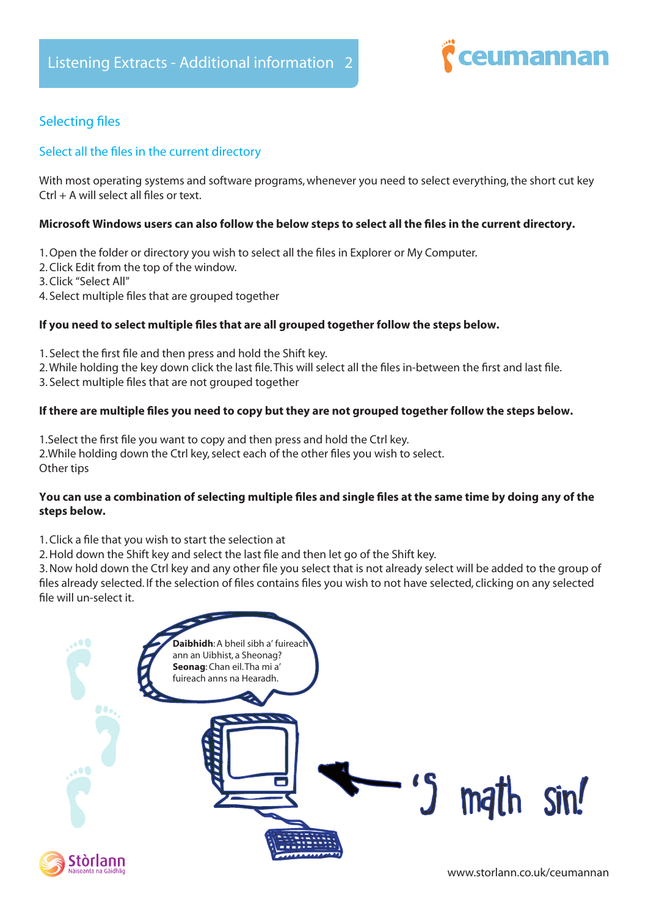## Selecting files

### Select all the files in the current directory

With most operating systems and software programs, whenever you need to select everything, the short cut key Ctrl + A will select all files or text.

**Microsoft Windows users can also follow the below steps to select all the files in the current directory.**

1. Open the folder or directory you wish to select all the files in Explorer or My Computer.
2. Click Edit from the top of the window.
3. Click "Select All"
4. Select multiple files that are grouped together

**If you need to select multiple files that are all grouped together follow the steps below.**

1. Select the first file and then press and hold the Shift key.
2. While holding the key down click the last file. This will select all the files in-between the first and last file.
3. Select multiple files that are not grouped together

**If there are multiple files you need to copy but they are not grouped together follow the steps below.**

1. Select the first file you want to copy and then press and hold the Ctrl key.
2. While holding down the Ctrl key, select each of the other files you wish to select.

Other tips

**You can use a combination of selecting multiple files and single files at the same time by doing any of the steps below.**

1. Click a file that you wish to start the selection at
2. Hold down the Shift key and select the last file and then let go of the Shift key.
3. Now hold down the Ctrl key and any other file you select that is not already select will be added to the group of files already selected. If the selection of files contains files you wish to not have selected, clicking on any selected file will un-select it.

**Daibhidh**: A bheil sibh a' fuireach ann an Uibhist, a Sheonag?
**Seonag**: Chan eil. Tha mi a' fuireach anns na Hearadh.

'S math sin!

www.storlann.co.uk/ceumannan